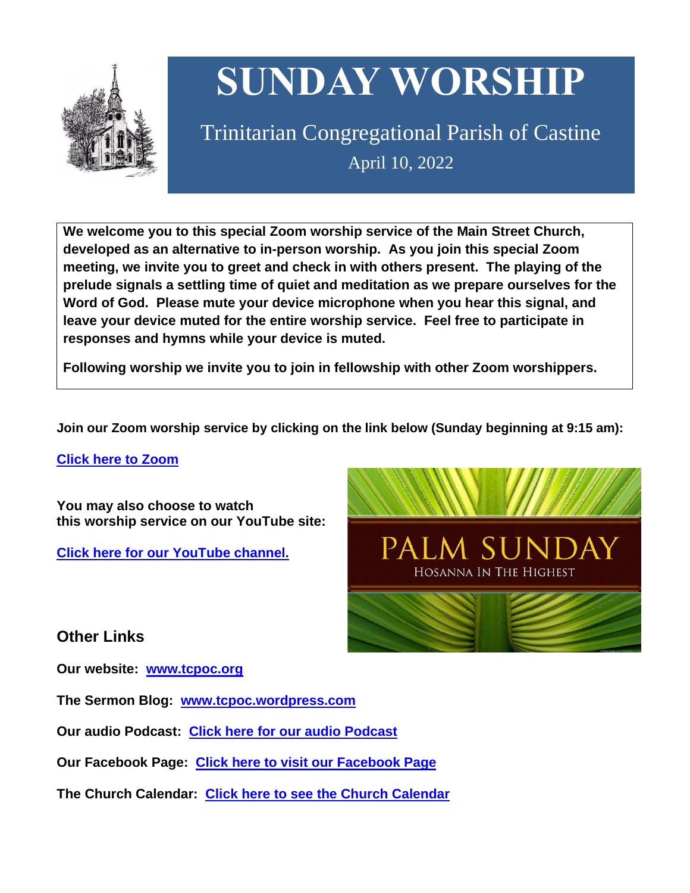# SUNDAY WORSHIP

Trinitarian Congregational Parish of Castine

April 10, 2022

**We welcome you to this special Zoom worship service of the Main Street Church, developed as an alternative to in-person worship. As you join this special Zoom meeting, we invite you to greet and check in with others present. The playing of the prelude signals a settling time of quiet and meditation as we prepare ourselves for the Word of God. Please mute your device microphone when you hear this signal, and leave your device muted for the entire worship service. Feel free to participate in responses and hymns while your device is muted.**

**Following worship we invite you to join in fellowship with other Zoom worshippers.**

**Join our Zoom worship service by clicking on the link below (Sunday beginning at 9:15 am):**

**Click here to Zoom**

**You may also choose to watch this worship service on our YouTube site:**

**Click here for our YouTube channel.**

PALM SUNDAY

HOSANNA IN THE HIGHEST

## Other Links

**Our website: www.tcpoc.org**

**The Sermon Blog: www.tcpoc.wordpress.com**

**Our audio Podcast: Click here for our audio Podcast**

**Our Facebook Page: Click here to visit our Facebook Page**

**The Church Calendar: Click here to see the Church Calendar**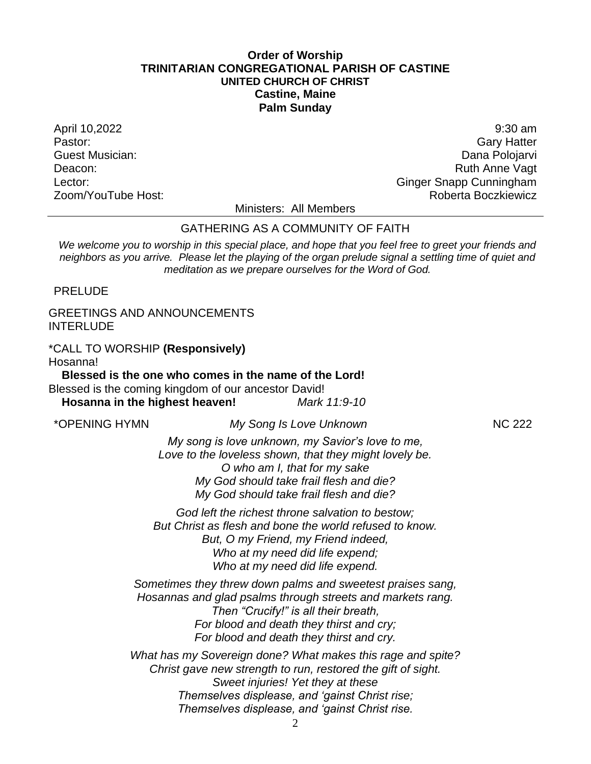**Order of Worship**
**TRINITARIAN CONGREGATIONAL PARISH OF CASTINE**
**UNITED CHURCH OF CHRIST**
**Castine, Maine**
**Palm Sunday**

| | |
|---|---|
| April 10,2022 | 9:30 am |
| Pastor: | Gary Hatter |
| Guest Musician: | Dana Polojarvi |
| Deacon: | Ruth Anne Vagt |
| Lector: | Ginger Snapp Cunningham |
| Zoom/YouTube Host: | Roberta Boczkiewicz |

Ministers: All Members

---

GATHERING AS A COMMUNITY OF FAITH

*We welcome you to worship in this special place, and hope that you feel free to greet your friends and neighbors as you arrive. Please let the playing of the organ prelude signal a settling time of quiet and meditation as we prepare ourselves for the Word of God.*

PRELUDE

GREETINGS AND ANNOUNCEMENTS
INTERLUDE

*CALL TO WORSHIP **(Responsively)**
Hosanna!
**Blessed is the one who comes in the name of the Lord!**
Blessed is the coming kingdom of our ancestor David!
**Hosanna in the highest heaven!** *Mark 11:9-10*

*OPENING HYMN *My Song Is Love Unknown* NC 222

*My song is love unknown, my Savior's love to me,*
*Love to the loveless shown, that they might lovely be.*
*O who am I, that for my sake*
*My God should take frail flesh and die?*
*My God should take frail flesh and die?*

*God left the richest throne salvation to bestow;*
*But Christ as flesh and bone the world refused to know.*
*But, O my Friend, my Friend indeed,*
*Who at my need did life expend;*
*Who at my need did life expend.*

*Sometimes they threw down palms and sweetest praises sang,*
*Hosannas and glad psalms through streets and markets rang.*
*Then "Crucify!" is all their breath,*
*For blood and death they thirst and cry;*
*For blood and death they thirst and cry.*

*What has my Sovereign done? What makes this rage and spite?*
*Christ gave new strength to run, restored the gift of sight.*
*Sweet injuries! Yet they at these*
*Themselves displease, and 'gainst Christ rise;*
*Themselves displease, and 'gainst Christ rise.*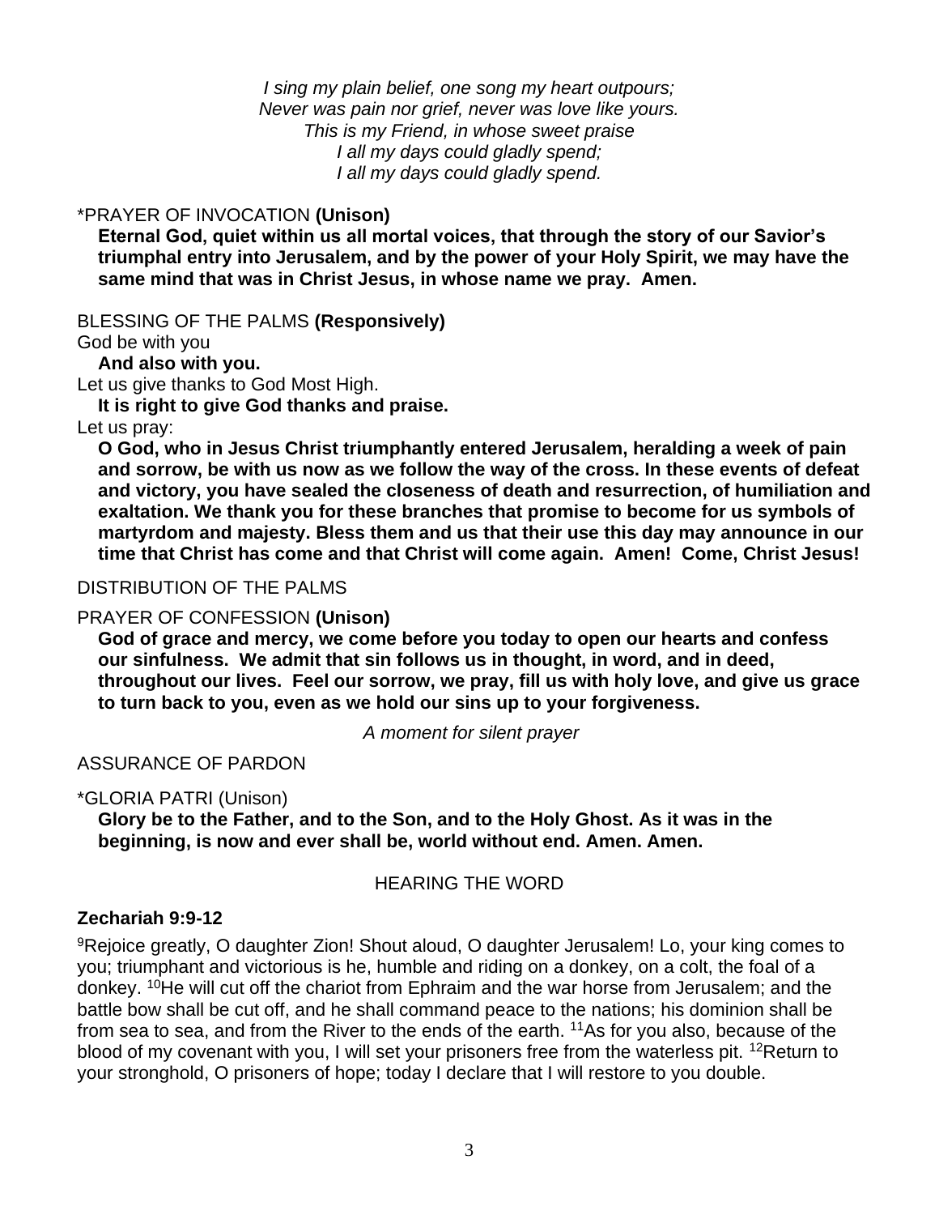*I sing my plain belief, one song my heart outpours;*
*Never was pain nor grief, never was love like yours.*
*This is my Friend, in whose sweet praise*
*I all my days could gladly spend;*
*I all my days could gladly spend.*

*PRAYER OF INVOCATION **(Unison)**

**Eternal God, quiet within us all mortal voices, that through the story of our Savior's triumphal entry into Jerusalem, and by the power of your Holy Spirit, we may have the same mind that was in Christ Jesus, in whose name we pray. Amen.**

BLESSING OF THE PALMS **(Responsively)**

God be with you

**And also with you.**

Let us give thanks to God Most High.

**It is right to give God thanks and praise.**

Let us pray:

**O God, who in Jesus Christ triumphantly entered Jerusalem, heralding a week of pain and sorrow, be with us now as we follow the way of the cross. In these events of defeat and victory, you have sealed the closeness of death and resurrection, of humiliation and exaltation. We thank you for these branches that promise to become for us symbols of martyrdom and majesty. Bless them and us that their use this day may announce in our time that Christ has come and that Christ will come again. Amen! Come, Christ Jesus!**

DISTRIBUTION OF THE PALMS

PRAYER OF CONFESSION **(Unison)**

**God of grace and mercy, we come before you today to open our hearts and confess our sinfulness. We admit that sin follows us in thought, in word, and in deed, throughout our lives. Feel our sorrow, we pray, fill us with holy love, and give us grace to turn back to you, even as we hold our sins up to your forgiveness.**

*A moment for silent prayer*

ASSURANCE OF PARDON

*GLORIA PATRI (Unison)

**Glory be to the Father, and to the Son, and to the Holy Ghost. As it was in the beginning, is now and ever shall be, world without end. Amen. Amen.**

## HEARING THE WORD

**Zechariah 9:9-12**

[9]Rejoice greatly, O daughter Zion! Shout aloud, O daughter Jerusalem! Lo, your king comes to you; triumphant and victorious is he, humble and riding on a donkey, on a colt, the foal of a donkey. [10]He will cut off the chariot from Ephraim and the war horse from Jerusalem; and the battle bow shall be cut off, and he shall command peace to the nations; his dominion shall be from sea to sea, and from the River to the ends of the earth. [11]As for you also, because of the blood of my covenant with you, I will set your prisoners free from the waterless pit. [12]Return to your stronghold, O prisoners of hope; today I declare that I will restore to you double.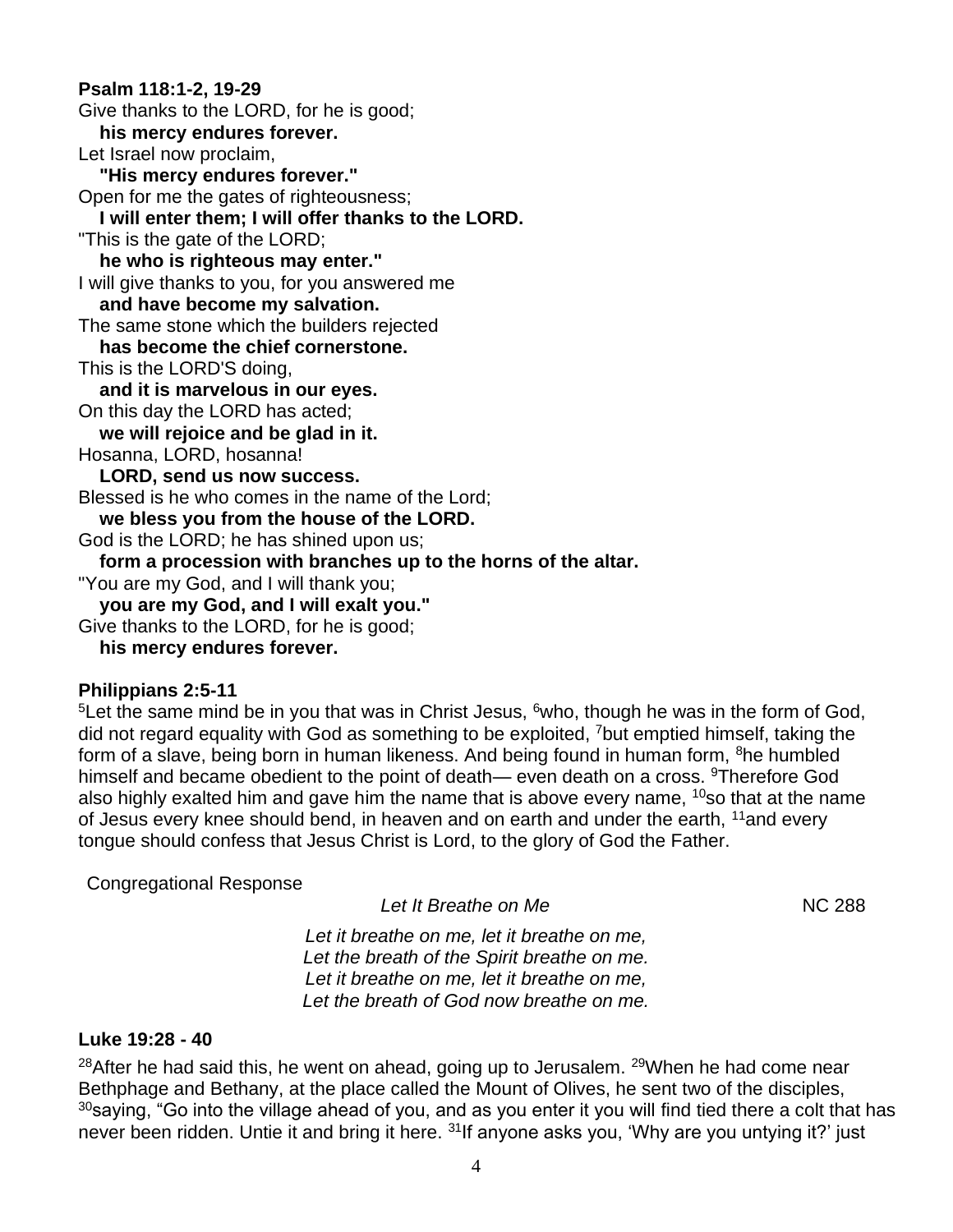**Psalm 118:1-2, 19-29**

Give thanks to the LORD, for he is good;
**his mercy endures forever.**
Let Israel now proclaim,
**"His mercy endures forever."**
Open for me the gates of righteousness;
**I will enter them; I will offer thanks to the LORD.**
"This is the gate of the LORD;
**he who is righteous may enter."**
I will give thanks to you, for you answered me
**and have become my salvation.**
The same stone which the builders rejected
**has become the chief cornerstone.**
This is the LORD'S doing,
**and it is marvelous in our eyes.**
On this day the LORD has acted;
**we will rejoice and be glad in it.**
Hosanna, LORD, hosanna!
**LORD, send us now success.**
Blessed is he who comes in the name of the Lord;
**we bless you from the house of the LORD.**
God is the LORD; he has shined upon us;
**form a procession with branches up to the horns of the altar.**
"You are my God, and I will thank you;
**you are my God, and I will exalt you."**
Give thanks to the LORD, for he is good;
**his mercy endures forever.**

**Philippians 2:5-11**

[5]Let the same mind be in you that was in Christ Jesus, [6]who, though he was in the form of God, did not regard equality with God as something to be exploited, [7]but emptied himself, taking the form of a slave, being born in human likeness. And being found in human form, [8]he humbled himself and became obedient to the point of death— even death on a cross. [9]Therefore God also highly exalted him and gave him the name that is above every name, [10]so that at the name of Jesus every knee should bend, in heaven and on earth and under the earth, [11]and every tongue should confess that Jesus Christ is Lord, to the glory of God the Father.

Congregational Response

*Let It Breathe on Me* NC 288

*Let it breathe on me, let it breathe on me,*
*Let the breath of the Spirit breathe on me.*
*Let it breathe on me, let it breathe on me,*
*Let the breath of God now breathe on me.*

**Luke 19:28 - 40**

[28]After he had said this, he went on ahead, going up to Jerusalem. [29]When he had come near Bethphage and Bethany, at the place called the Mount of Olives, he sent two of the disciples, [30]saying, "Go into the village ahead of you, and as you enter it you will find tied there a colt that has never been ridden. Untie it and bring it here. [31]If anyone asks you, 'Why are you untying it?' just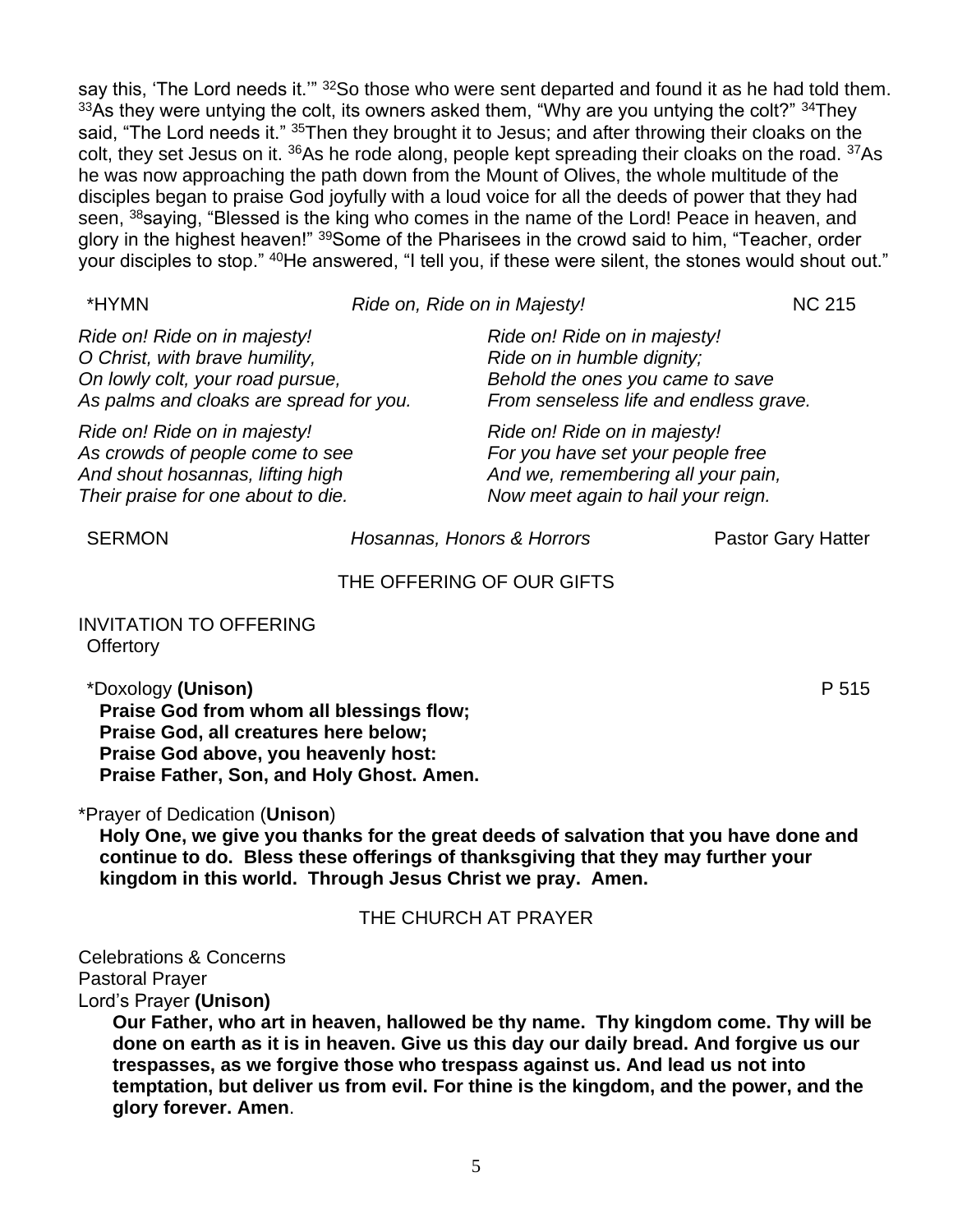say this, 'The Lord needs it.'" [32]So those who were sent departed and found it as he had told them. [33]As they were untying the colt, its owners asked them, "Why are you untying the colt?" [34]They said, "The Lord needs it." [35]Then they brought it to Jesus; and after throwing their cloaks on the colt, they set Jesus on it. [36]As he rode along, people kept spreading their cloaks on the road. [37]As he was now approaching the path down from the Mount of Olives, the whole multitude of the disciples began to praise God joyfully with a loud voice for all the deeds of power that they had seen, [38]saying, "Blessed is the king who comes in the name of the Lord! Peace in heaven, and glory in the highest heaven!" [39]Some of the Pharisees in the crowd said to him, "Teacher, order your disciples to stop." [40]He answered, "I tell you, if these were silent, the stones would shout out."

*HYMN *Ride on, Ride on in Majesty!* NC 215

*Ride on! Ride on in majesty!*
*O Christ, with brave humility,*
*On lowly colt, your road pursue,*
*As palms and cloaks are spread for you.*

*Ride on! Ride on in majesty!*
*As crowds of people come to see*
*And shout hosannas, lifting high*
*Their praise for one about to die.*

*Ride on! Ride on in majesty!*
*Ride on in humble dignity;*
*Behold the ones you came to save*
*From senseless life and endless grave.*

*Ride on! Ride on in majesty!*
*For you have set your people free*
*And we, remembering all your pain,*
*Now meet again to hail your reign.*

SERMON *Hosannas, Honors & Horrors* Pastor Gary Hatter

## THE OFFERING OF OUR GIFTS

INVITATION TO OFFERING
Offertory

*Doxology **(Unison)** P 515
**Praise God from whom all blessings flow;**
**Praise God, all creatures here below;**
**Praise God above, you heavenly host:**
**Praise Father, Son, and Holy Ghost. Amen.**

*Prayer of Dedication (**Unison**)
**Holy One, we give you thanks for the great deeds of salvation that you have done and continue to do. Bless these offerings of thanksgiving that they may further your kingdom in this world. Through Jesus Christ we pray. Amen.**

## THE CHURCH AT PRAYER

Celebrations & Concerns
Pastoral Prayer
Lord's Prayer **(Unison)**
**Our Father, who art in heaven, hallowed be thy name. Thy kingdom come. Thy will be done on earth as it is in heaven. Give us this day our daily bread. And forgive us our trespasses, as we forgive those who trespass against us. And lead us not into temptation, but deliver us from evil. For thine is the kingdom, and the power, and the glory forever. Amen**.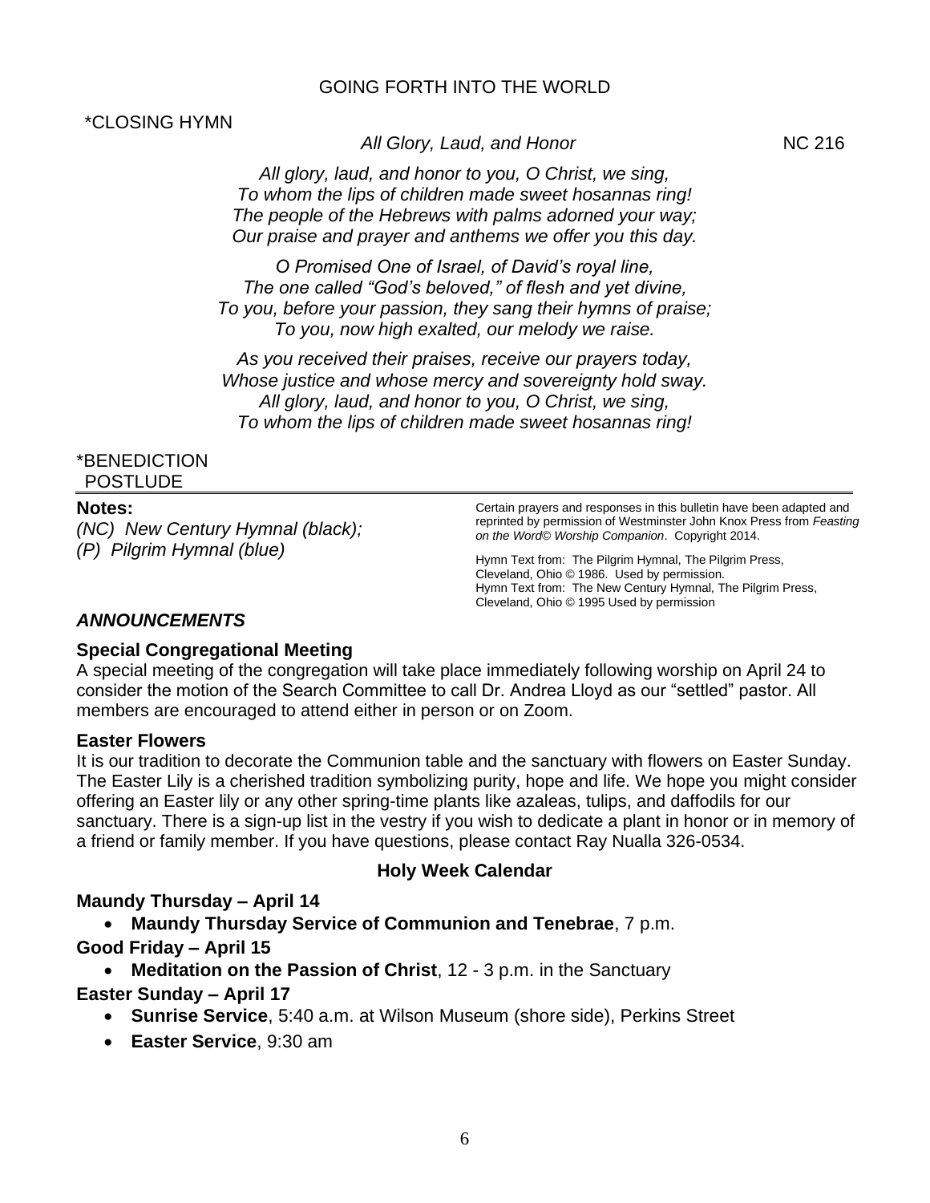## GOING FORTH INTO THE WORLD

*CLOSING HYMN

*All Glory, Laud, and Honor* NC 216

*All glory, laud, and honor to you, O Christ, we sing,*
*To whom the lips of children made sweet hosannas ring!*
*The people of the Hebrews with palms adorned your way;*
*Our praise and prayer and anthems we offer you this day.*

*O Promised One of Israel, of David's royal line,*
*The one called "God's beloved," of flesh and yet divine,*
*To you, before your passion, they sang their hymns of praise;*
*To you, now high exalted, our melody we raise.*

*As you received their praises, receive our prayers today,*
*Whose justice and whose mercy and sovereignty hold sway.*
*All glory, laud, and honor to you, O Christ, we sing,*
*To whom the lips of children made sweet hosannas ring!*

*BENEDICTION
POSTLUDE

---

**Notes:**
*(NC) New Century Hymnal (black);*
*(P) Pilgrim Hymnal (blue)*

Certain prayers and responses in this bulletin have been adapted and reprinted by permission of Westminster John Knox Press from *Feasting on the Word© Worship Companion*. Copyright 2014.

Hymn Text from: The Pilgrim Hymnal, The Pilgrim Press, Cleveland, Ohio © 1986. Used by permission.
Hymn Text from: The New Century Hymnal, The Pilgrim Press, Cleveland, Ohio © 1995 Used by permission

### *ANNOUNCEMENTS*

**Special Congregational Meeting**
A special meeting of the congregation will take place immediately following worship on April 24 to consider the motion of the Search Committee to call Dr. Andrea Lloyd as our "settled" pastor. All members are encouraged to attend either in person or on Zoom.

**Easter Flowers**
It is our tradition to decorate the Communion table and the sanctuary with flowers on Easter Sunday. The Easter Lily is a cherished tradition symbolizing purity, hope and life. We hope you might consider offering an Easter lily or any other spring-time plants like azaleas, tulips, and daffodils for our sanctuary. There is a sign-up list in the vestry if you wish to dedicate a plant in honor or in memory of a friend or family member. If you have questions, please contact Ray Nualla 326-0534.

### Holy Week Calendar

**Maundy Thursday – April 14**
- **Maundy Thursday Service of Communion and Tenebrae**, 7 p.m.

**Good Friday – April 15**
- **Meditation on the Passion of Christ**, 12 - 3 p.m. in the Sanctuary

**Easter Sunday – April 17**
- **Sunrise Service**, 5:40 a.m. at Wilson Museum (shore side), Perkins Street
- **Easter Service**, 9:30 am